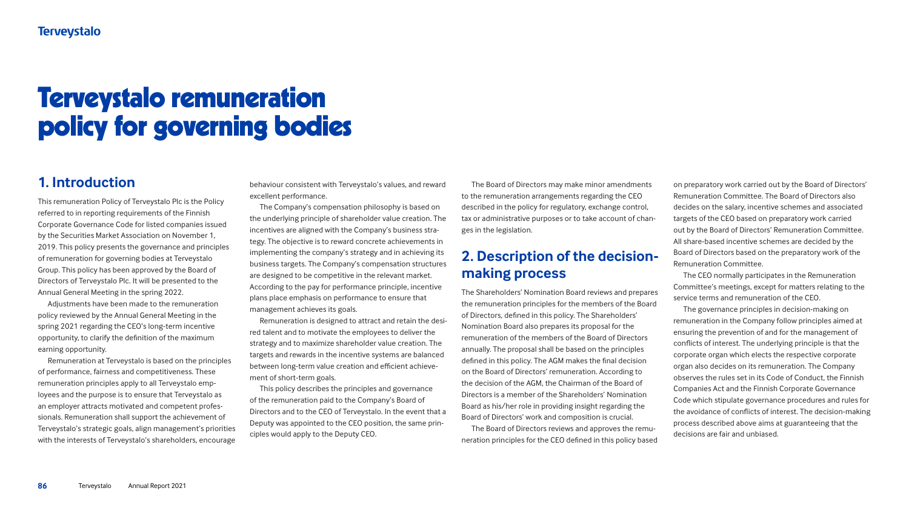# Terveystalo remuneration policy for governing bodies

## 1. Introduction

This remuneration Policy of Terveystalo Plc is the Policy referred to in reporting requirements of the Finnish Corporate Governance Code for listed companies issued by the Securities Market Association on November 1, 2019. This policy presents the governance and principles of remuneration for governing bodies at Terveystalo Group. This policy has been approved by the Board of Directors of Terveystalo Plc. It will be presented to the Annual General Meeting in the spring 2022.

Adjustments have been made to the remuneration policy reviewed by the Annual General Meeting in the spring 2021 regarding the CEO's long-term incentive opportunity, to clarify the definition of the maximum earning opportunity.

Remuneration at Terveystalo is based on the principles of performance, fairness and competitiveness. These remuneration principles apply to all Terveystalo employees and the purpose is to ensure that Terveystalo as an employer attracts motivated and competent professionals. Remuneration shall support the achievement of Terveystalo's strategic goals, align management's priorities with the interests of Terveystalo's shareholders, encourage behaviour consistent with Terveystalo's values, and reward excellent performance.

The Company's compensation philosophy is based on the underlying principle of shareholder value creation. The incentives are aligned with the Company's business strategy. The objective is to reward concrete achievements in implementing the company's strategy and in achieving its business targets. The Company's compensation structures are designed to be competitive in the relevant market. According to the pay for performance principle, incentive plans place emphasis on performance to ensure that management achieves its goals.

Remuneration is designed to attract and retain the desired talent and to motivate the employees to deliver the strategy and to maximize shareholder value creation. The targets and rewards in the incentive systems are balanced between long-term value creation and efficient achievement of short-term goals.

This policy describes the principles and governance of the remuneration paid to the Company's Board of Directors and to the CEO of Terveystalo. In the event that a Deputy was appointed to the CEO position, the same principles would apply to the Deputy CEO.

The Board of Directors may make minor amendments to the remuneration arrangements regarding the CEO described in the policy for regulatory, exchange control, tax or administrative purposes or to take account of changes in the legislation.

## 2. Description of the decision-making process

The Shareholders' Nomination Board reviews and prepares the remuneration principles for the members of the Board of Directors, defined in this policy. The Shareholders' Nomination Board also prepares its proposal for the remuneration of the members of the Board of Directors annually. The proposal shall be based on the principles defined in this policy. The AGM makes the final decision on the Board of Directors' remuneration. According to the decision of the AGM, the Chairman of the Board of Directors is a member of the Shareholders' Nomination Board as his/her role in providing insight regarding the Board of Directors' work and composition is crucial.

The Board of Directors reviews and approves the remuneration principles for the CEO defined in this policy based on preparatory work carried out by the Board of Directors' Remuneration Committee. The Board of Directors also decides on the salary, incentive schemes and associated targets of the CEO based on preparatory work carried out by the Board of Directors' Remuneration Committee. All share-based incentive schemes are decided by the Board of Directors based on the preparatory work of the Remuneration Committee.

The CEO normally participates in the Remuneration Committee's meetings, except for matters relating to the service terms and remuneration of the CEO.

The governance principles in decision-making on remuneration in the Company follow principles aimed at ensuring the prevention of and for the management of conflicts of interest. The underlying principle is that the corporate organ which elects the respective corporate organ also decides on its remuneration. The Company observes the rules set in its Code of Conduct, the Finnish Companies Act and the Finnish Corporate Governance Code which stipulate governance procedures and rules for the avoidance of conflicts of interest. The decision-making process described above aims at guaranteeing that the decisions are fair and unbiased.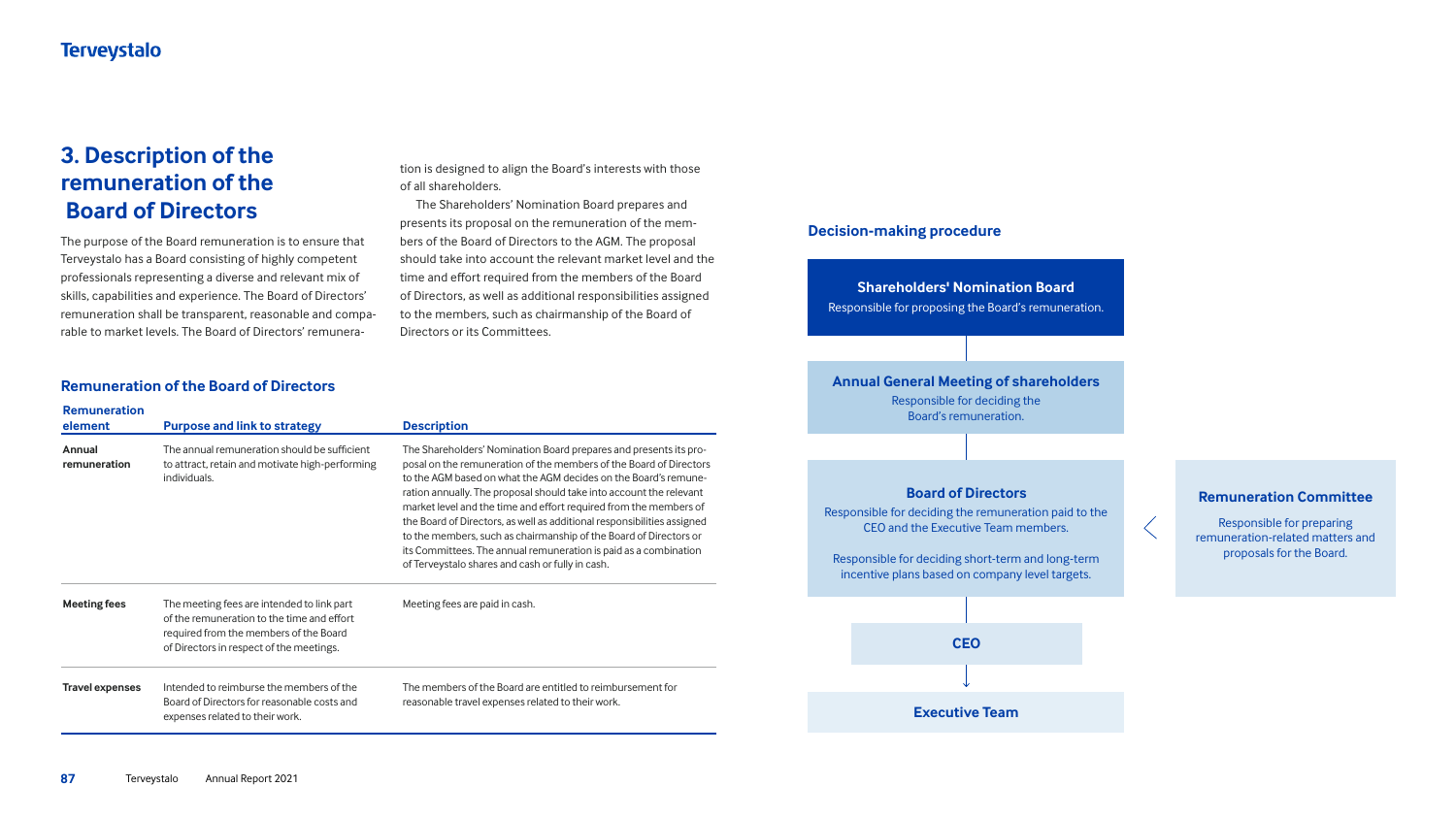## 3. Description of the remuneration of the Board of Directors

The purpose of the Board remuneration is to ensure that Terveystalo has a Board consisting of highly competent professionals representing a diverse and relevant mix of skills, capabilities and experience. The Board of Directors' remuneration shall be transparent, reasonable and comparable to market levels. The Board of Directors' remuneration is designed to align the Board's interests with those of all shareholders.

The Shareholders' Nomination Board prepares and presents its proposal on the remuneration of the members of the Board of Directors to the AGM. The proposal should take into account the relevant market level and the time and effort required from the members of the Board of Directors, as well as additional responsibilities assigned to the members, such as chairmanship of the Board of Directors or its Committees.

### Remuneration of the Board of Directors

| Remuneration element | Purpose and link to strategy | Description |
|---|---|---|
| **Annual remuneration** | The annual remuneration should be sufficient to attract, retain and motivate high-performing individuals. | The Shareholders' Nomination Board prepares and presents its proposal on the remuneration of the members of the Board of Directors to the AGM based on what the AGM decides on the Board's remuneration annually. The proposal should take into account the relevant market level and the time and effort required from the members of the Board of Directors, as well as additional responsibilities assigned to the members, such as chairmanship of the Board of Directors or its Committees. The annual remuneration is paid as a combination of Terveystalo shares and cash or fully in cash. |
| **Meeting fees** | The meeting fees are intended to link part of the remuneration to the time and effort required from the members of the Board of Directors in respect of the meetings. | Meeting fees are paid in cash. |
| **Travel expenses** | Intended to reimburse the members of the Board of Directors for reasonable costs and expenses related to their work. | The members of the Board are entitled to reimbursement for reasonable travel expenses related to their work. |

### Decision-making procedure

**Shareholders' Nomination Board**
Responsible for proposing the Board's remuneration.

**Annual General Meeting of shareholders**
Responsible for deciding the Board's remuneration.

**Board of Directors**
Responsible for deciding the remuneration paid to the CEO and the Executive Team members.

Responsible for deciding short-term and long-term incentive plans based on company level targets.

**Remuneration Committee**
Responsible for preparing remuneration-related matters and proposals for the Board.

**CEO**

**Executive Team**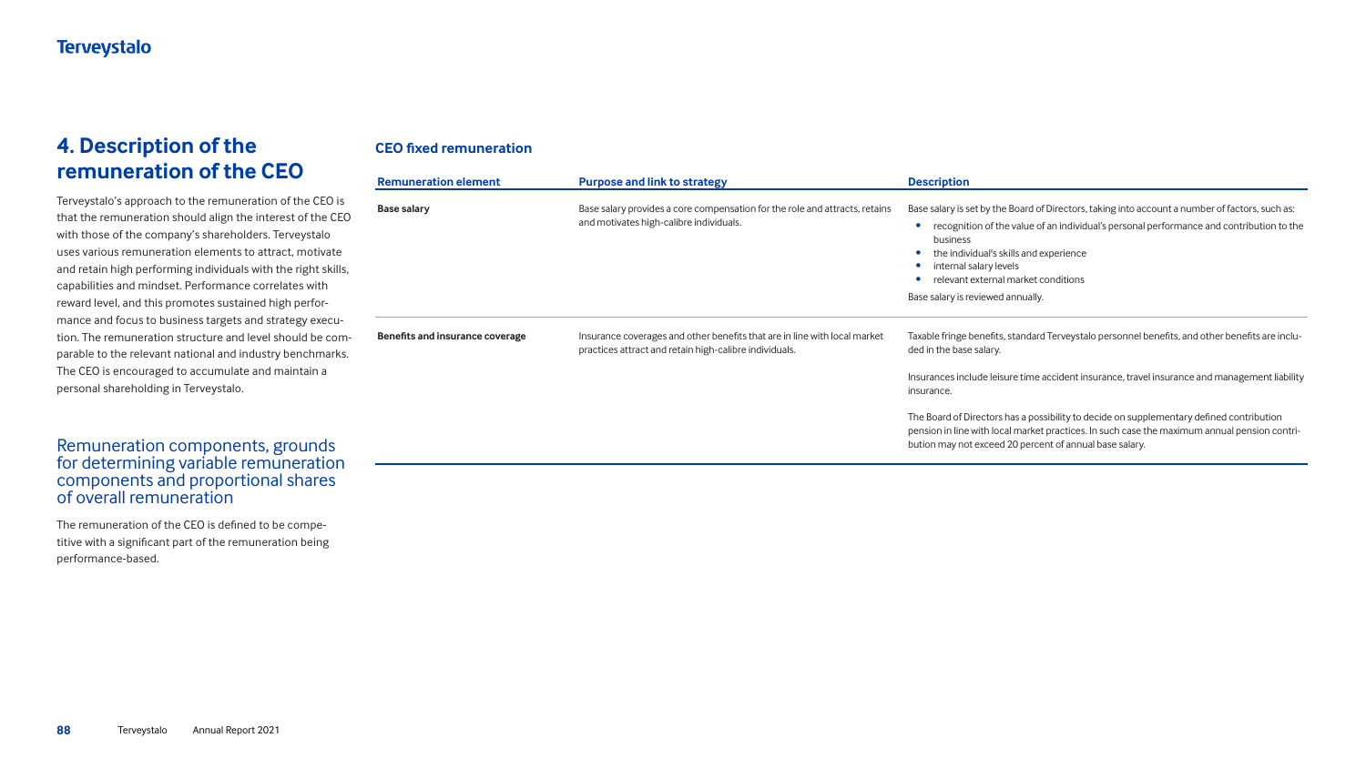# 4. Description of the remuneration of the CEO

Terveystalo's approach to the remuneration of the CEO is that the remuneration should align the interest of the CEO with those of the company's shareholders. Terveystalo uses various remuneration elements to attract, motivate and retain high performing individuals with the right skills, capabilities and mindset. Performance correlates with reward level, and this promotes sustained high performance and focus to business targets and strategy execution. The remuneration structure and level should be comparable to the relevant national and industry benchmarks. The CEO is encouraged to accumulate and maintain a personal shareholding in Terveystalo.

## Remuneration components, grounds for determining variable remuneration components and proportional shares of overall remuneration

The remuneration of the CEO is defined to be competitive with a significant part of the remuneration being performance-based.

### CEO fixed remuneration

| Remuneration element | Purpose and link to strategy | Description |
|---|---|---|
| **Base salary** | Base salary provides a core compensation for the role and attracts, retains and motivates high-calibre individuals. | Base salary is set by the Board of Directors, taking into account a number of factors, such as:<br>• recognition of the value of an individual's personal performance and contribution to the business<br>• the individual's skills and experience<br>• internal salary levels<br>• relevant external market conditions<br><br>Base salary is reviewed annually. |
| **Benefits and insurance coverage** | Insurance coverages and other benefits that are in line with local market practices attract and retain high-calibre individuals. | Taxable fringe benefits, standard Terveystalo personnel benefits, and other benefits are included in the base salary.<br><br>Insurances include leisure time accident insurance, travel insurance and management liability insurance.<br><br>The Board of Directors has a possibility to decide on supplementary defined contribution pension in line with local market practices. In such case the maximum annual pension contribution may not exceed 20 percent of annual base salary. |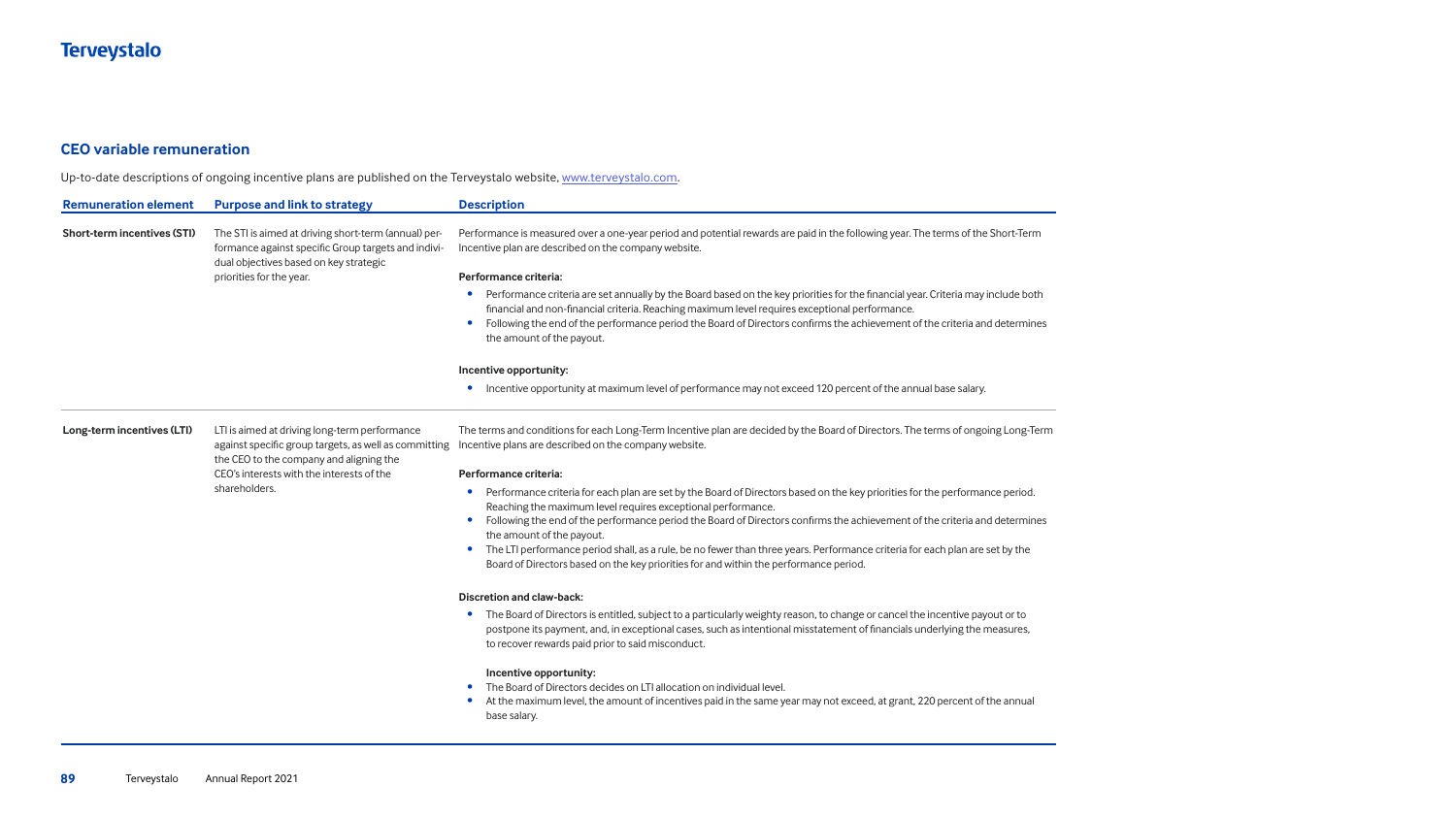## CEO variable remuneration

Up-to-date descriptions of ongoing incentive plans are published on the Terveystalo website, www.terveystalo.com.

| Remuneration element | Purpose and link to strategy | Description |
|---|---|---|
| **Short-term incentives (STI)** | The STI is aimed at driving short-term (annual) performance against specific Group targets and individual objectives based on key strategic priorities for the year. | Performance is measured over a one-year period and potential rewards are paid in the following year. The terms of the Short-Term Incentive plan are described on the company website.<br><br>**Performance criteria:**<br>• Performance criteria are set annually by the Board based on the key priorities for the financial year. Criteria may include both financial and non-financial criteria. Reaching maximum level requires exceptional performance.<br>• Following the end of the performance period the Board of Directors confirms the achievement of the criteria and determines the amount of the payout.<br><br>**Incentive opportunity:**<br>• Incentive opportunity at maximum level of performance may not exceed 120 percent of the annual base salary. |
| **Long-term incentives (LTI)** | LTI is aimed at driving long-term performance against specific group targets, as well as committing the CEO to the company and aligning the CEO's interests with the interests of the shareholders. | The terms and conditions for each Long-Term Incentive plan are decided by the Board of Directors. The terms of ongoing Long-Term Incentive plans are described on the company website.<br><br>**Performance criteria:**<br>• Performance criteria for each plan are set by the Board of Directors based on the key priorities for the performance period. Reaching the maximum level requires exceptional performance.<br>• Following the end of the performance period the Board of Directors confirms the achievement of the criteria and determines the amount of the payout.<br>• The LTI performance period shall, as a rule, be no fewer than three years. Performance criteria for each plan are set by the Board of Directors based on the key priorities for and within the performance period.<br><br>**Discretion and claw-back:**<br>• The Board of Directors is entitled, subject to a particularly weighty reason, to change or cancel the incentive payout or to postpone its payment, and, in exceptional cases, such as intentional misstatement of financials underlying the measures, to recover rewards paid prior to said misconduct.<br><br>**Incentive opportunity:**<br>• The Board of Directors decides on LTI allocation on individual level.<br>• At the maximum level, the amount of incentives paid in the same year may not exceed, at grant, 220 percent of the annual base salary. |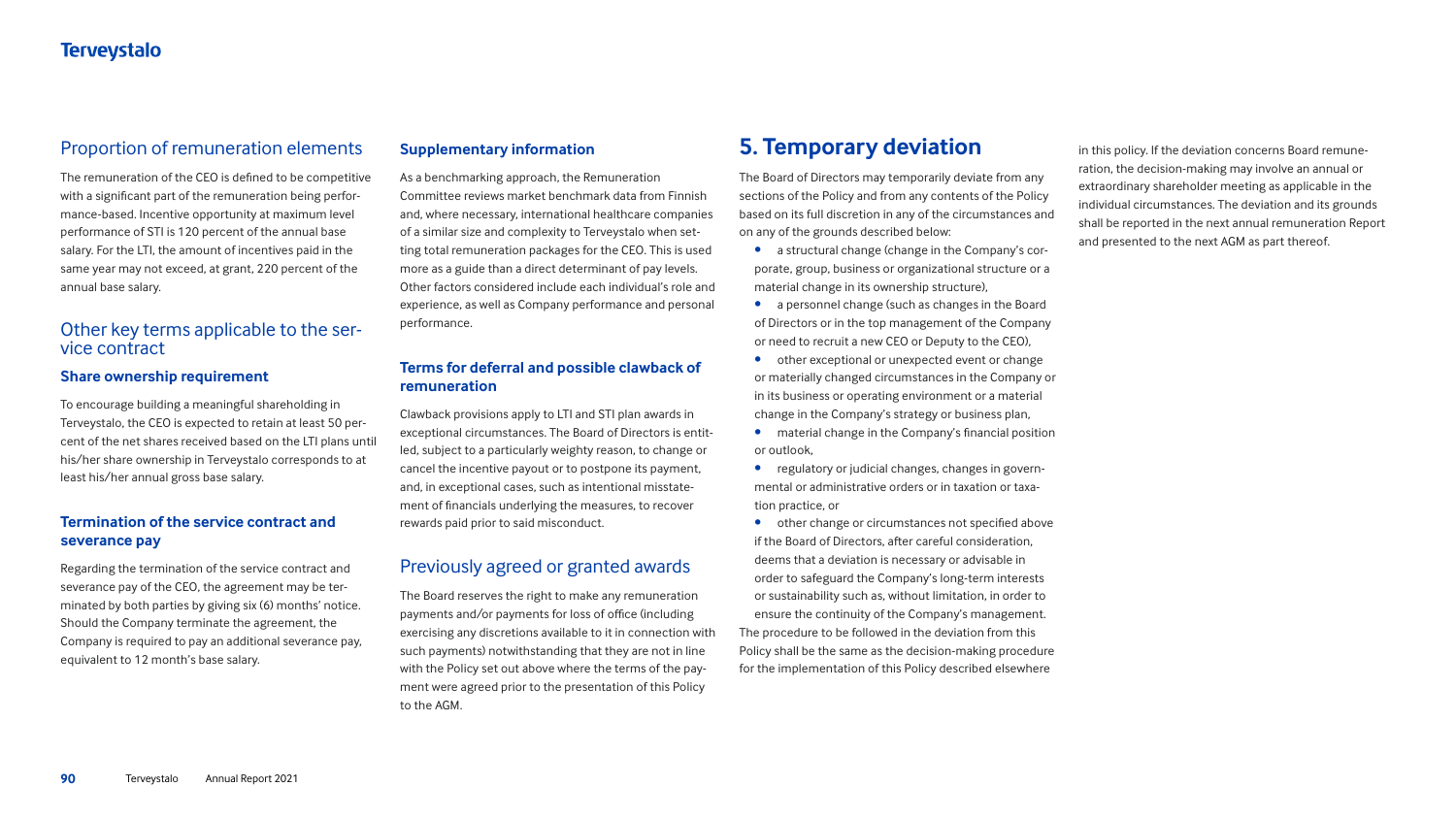## Proportion of remuneration elements

The remuneration of the CEO is defined to be competitive with a significant part of the remuneration being performance-based. Incentive opportunity at maximum level performance of STI is 120 percent of the annual base salary. For the LTI, the amount of incentives paid in the same year may not exceed, at grant, 220 percent of the annual base salary.

## Other key terms applicable to the service contract

### Share ownership requirement

To encourage building a meaningful shareholding in Terveystalo, the CEO is expected to retain at least 50 percent of the net shares received based on the LTI plans until his/her share ownership in Terveystalo corresponds to at least his/her annual gross base salary.

### Termination of the service contract and severance pay

Regarding the termination of the service contract and severance pay of the CEO, the agreement may be terminated by both parties by giving six (6) months' notice. Should the Company terminate the agreement, the Company is required to pay an additional severance pay, equivalent to 12 month's base salary.

### Supplementary information

As a benchmarking approach, the Remuneration Committee reviews market benchmark data from Finnish and, where necessary, international healthcare companies of a similar size and complexity to Terveystalo when setting total remuneration packages for the CEO. This is used more as a guide than a direct determinant of pay levels. Other factors considered include each individual's role and experience, as well as Company performance and personal performance.

### Terms for deferral and possible clawback of remuneration

Clawback provisions apply to LTI and STI plan awards in exceptional circumstances. The Board of Directors is entitled, subject to a particularly weighty reason, to change or cancel the incentive payout or to postpone its payment, and, in exceptional cases, such as intentional misstatement of financials underlying the measures, to recover rewards paid prior to said misconduct.

## Previously agreed or granted awards

The Board reserves the right to make any remuneration payments and/or payments for loss of office (including exercising any discretions available to it in connection with such payments) notwithstanding that they are not in line with the Policy set out above where the terms of the payment were agreed prior to the presentation of this Policy to the AGM.

# 5. Temporary deviation

The Board of Directors may temporarily deviate from any sections of the Policy and from any contents of the Policy based on its full discretion in any of the circumstances and on any of the grounds described below:

- a structural change (change in the Company's corporate, group, business or organizational structure or a material change in its ownership structure),
- a personnel change (such as changes in the Board of Directors or in the top management of the Company or need to recruit a new CEO or Deputy to the CEO),
- other exceptional or unexpected event or change or materially changed circumstances in the Company or in its business or operating environment or a material change in the Company's strategy or business plan,
- material change in the Company's financial position or outlook,
- regulatory or judicial changes, changes in governmental or administrative orders or in taxation or taxation practice, or
- other change or circumstances not specified above if the Board of Directors, after careful consideration, deems that a deviation is necessary or advisable in order to safeguard the Company's long-term interests or sustainability such as, without limitation, in order to ensure the continuity of the Company's management.

The procedure to be followed in the deviation from this Policy shall be the same as the decision-making procedure for the implementation of this Policy described elsewhere in this policy. If the deviation concerns Board remuneration, the decision-making may involve an annual or extraordinary shareholder meeting as applicable in the individual circumstances. The deviation and its grounds shall be reported in the next annual remuneration Report and presented to the next AGM as part thereof.